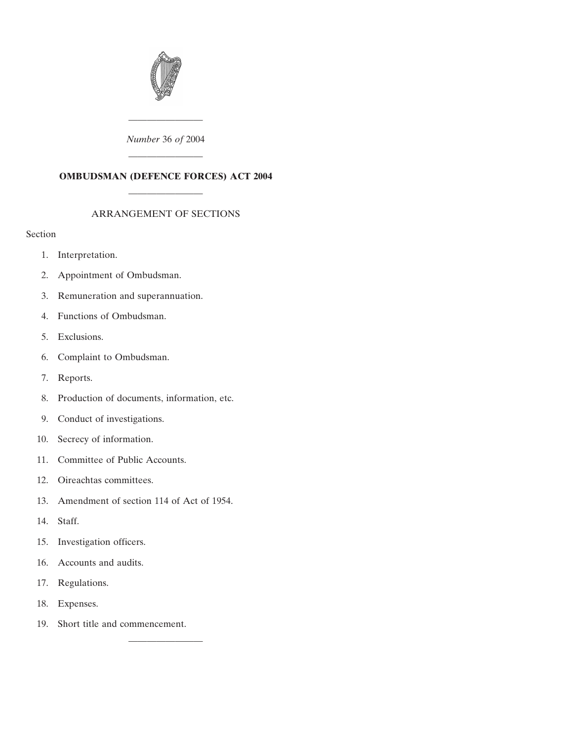*Number* 36 *of* 2004

# OMBUDSMAN (DEFENCE FORCES) ACT 2004

## ARRANGEMENT OF SECTIONS

Section

1. Interpretation.
2. Appointment of Ombudsman.
3. Remuneration and superannuation.
4. Functions of Ombudsman.
5. Exclusions.
6. Complaint to Ombudsman.
7. Reports.
8. Production of documents, information, etc.
9. Conduct of investigations.
10. Secrecy of information.
11. Committee of Public Accounts.
12. Oireachtas committees.
13. Amendment of section 114 of Act of 1954.
14. Staff.
15. Investigation officers.
16. Accounts and audits.
17. Regulations.
18. Expenses.
19. Short title and commencement.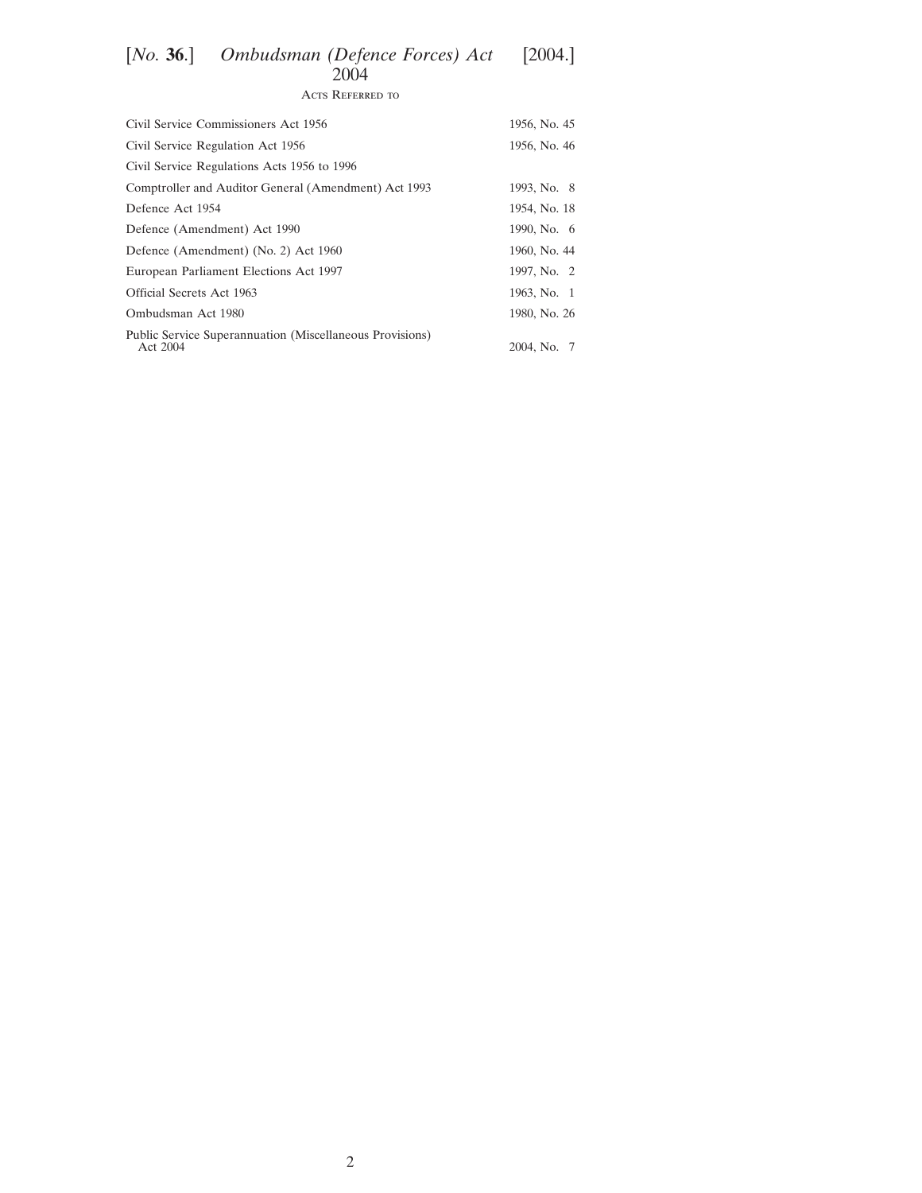## Acts Referred to

| | |
|---|---|
| Civil Service Commissioners Act 1956 | 1956, No. 45 |
| Civil Service Regulation Act 1956 | 1956, No. 46 |
| Civil Service Regulations Acts 1956 to 1996 | |
| Comptroller and Auditor General (Amendment) Act 1993 | 1993, No. 8 |
| Defence Act 1954 | 1954, No. 18 |
| Defence (Amendment) Act 1990 | 1990, No. 6 |
| Defence (Amendment) (No. 2) Act 1960 | 1960, No. 44 |
| European Parliament Elections Act 1997 | 1997, No. 2 |
| Official Secrets Act 1963 | 1963, No. 1 |
| Ombudsman Act 1980 | 1980, No. 26 |
| Public Service Superannuation (Miscellaneous Provisions) Act 2004 | 2004, No. 7 |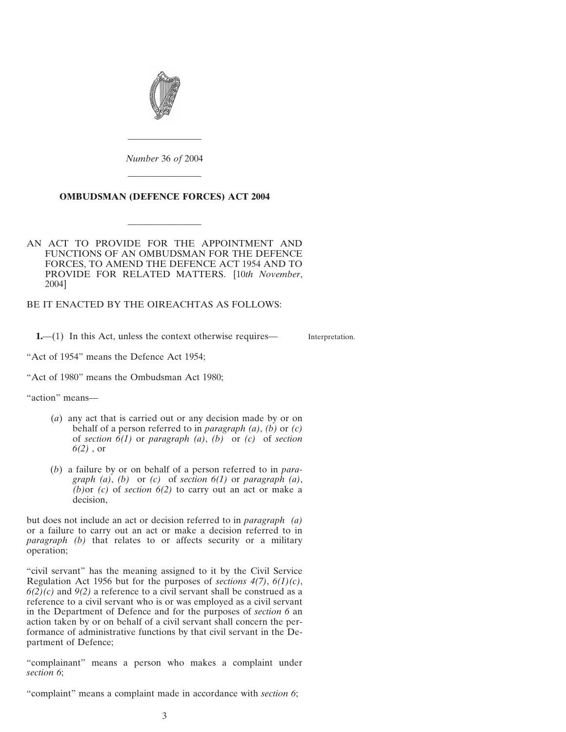*Number* 36 *of* 2004

# OMBUDSMAN (DEFENCE FORCES) ACT 2004

AN ACT TO PROVIDE FOR THE APPOINTMENT AND FUNCTIONS OF AN OMBUDSMAN FOR THE DEFENCE FORCES, TO AMEND THE DEFENCE ACT 1954 AND TO PROVIDE FOR RELATED MATTERS. [10*th November*, 2004]

BE IT ENACTED BY THE OIREACHTAS AS FOLLOWS:

Interpretation.

**1.**—(1) In this Act, unless the context otherwise requires—

"Act of 1954" means the Defence Act 1954;

"Act of 1980" means the Ombudsman Act 1980;

"action" means—

(*a*) any act that is carried out or any decision made by or on behalf of a person referred to in *paragraph (a)*, *(b)* or *(c)* of *section 6(1)* or *paragraph (a)*, *(b)* or *(c)* of *section 6(2)* , or

(*b*) a failure by or on behalf of a person referred to in *paragraph (a)*, *(b)* or *(c)* of *section 6(1)* or *paragraph (a)*, *(b)*or *(c)* of *section 6(2)* to carry out an act or make a decision,

but does not include an act or decision referred to in *paragraph (a)* or a failure to carry out an act or make a decision referred to in *paragraph (b)* that relates to or affects security or a military operation;

"civil servant" has the meaning assigned to it by the Civil Service Regulation Act 1956 but for the purposes of *sections 4(7)*, *6(1)(c)*, *6(2)(c)* and *9(2)* a reference to a civil servant shall be construed as a reference to a civil servant who is or was employed as a civil servant in the Department of Defence and for the purposes of *section 6* an action taken by or on behalf of a civil servant shall concern the performance of administrative functions by that civil servant in the Department of Defence;

"complainant" means a person who makes a complaint under *section 6*;

"complaint" means a complaint made in accordance with *section 6*;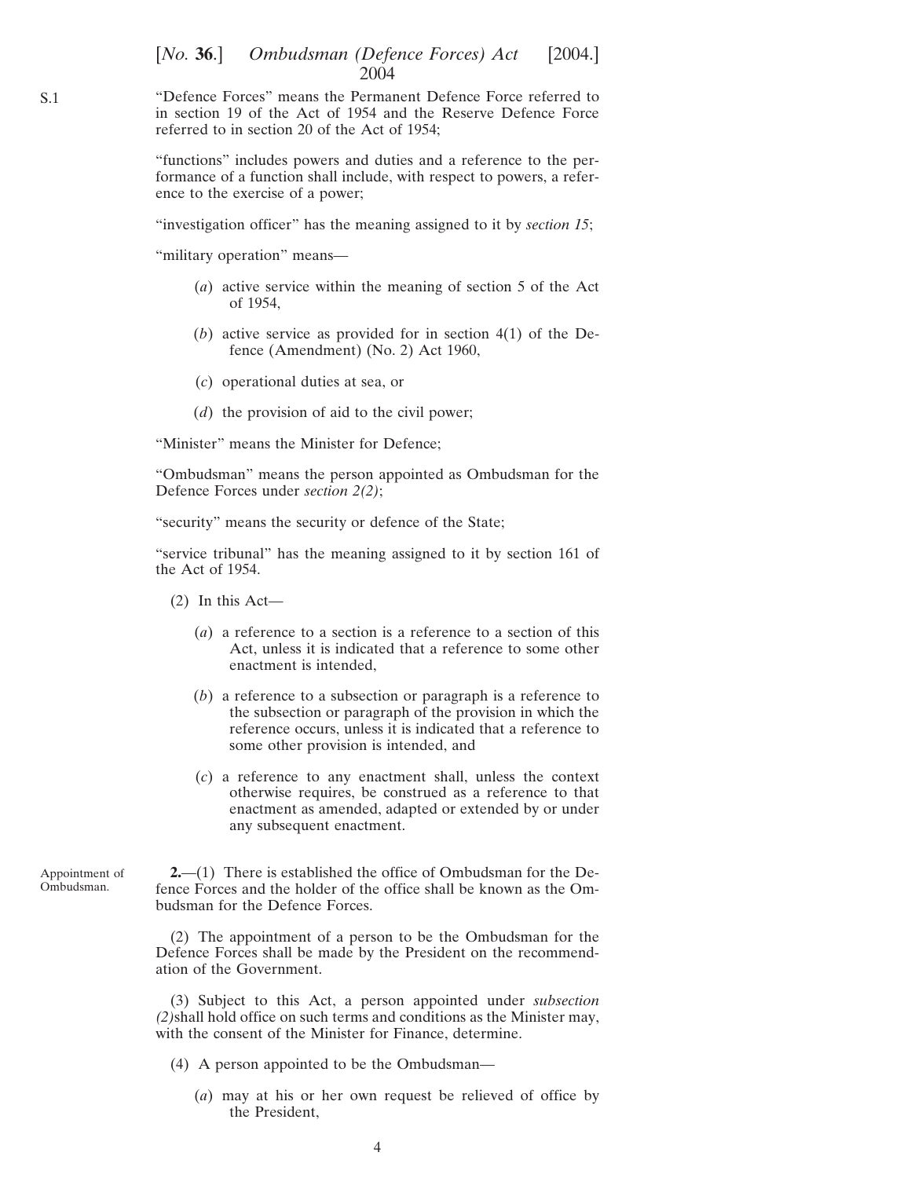"Defence Forces" means the Permanent Defence Force referred to in section 19 of the Act of 1954 and the Reserve Defence Force referred to in section 20 of the Act of 1954;

"functions" includes powers and duties and a reference to the performance of a function shall include, with respect to powers, a reference to the exercise of a power;

"investigation officer" has the meaning assigned to it by *section 15*;

"military operation" means—

(*a*) active service within the meaning of section 5 of the Act of 1954,

(*b*) active service as provided for in section 4(1) of the Defence (Amendment) (No. 2) Act 1960,

(*c*) operational duties at sea, or

(*d*) the provision of aid to the civil power;

"Minister" means the Minister for Defence;

"Ombudsman" means the person appointed as Ombudsman for the Defence Forces under *section 2(2)*;

"security" means the security or defence of the State;

"service tribunal" has the meaning assigned to it by section 161 of the Act of 1954.

(2) In this Act—

(*a*) a reference to a section is a reference to a section of this Act, unless it is indicated that a reference to some other enactment is intended,

(*b*) a reference to a subsection or paragraph is a reference to the subsection or paragraph of the provision in which the reference occurs, unless it is indicated that a reference to some other provision is intended, and

(*c*) a reference to any enactment shall, unless the context otherwise requires, be construed as a reference to that enactment as amended, adapted or extended by or under any subsequent enactment.

Appointment of Ombudsman.

**2.**—(1) There is established the office of Ombudsman for the Defence Forces and the holder of the office shall be known as the Ombudsman for the Defence Forces.

(2) The appointment of a person to be the Ombudsman for the Defence Forces shall be made by the President on the recommendation of the Government.

(3) Subject to this Act, a person appointed under *subsection (2)* shall hold office on such terms and conditions as the Minister may, with the consent of the Minister for Finance, determine.

(4) A person appointed to be the Ombudsman—

(*a*) may at his or her own request be relieved of office by the President,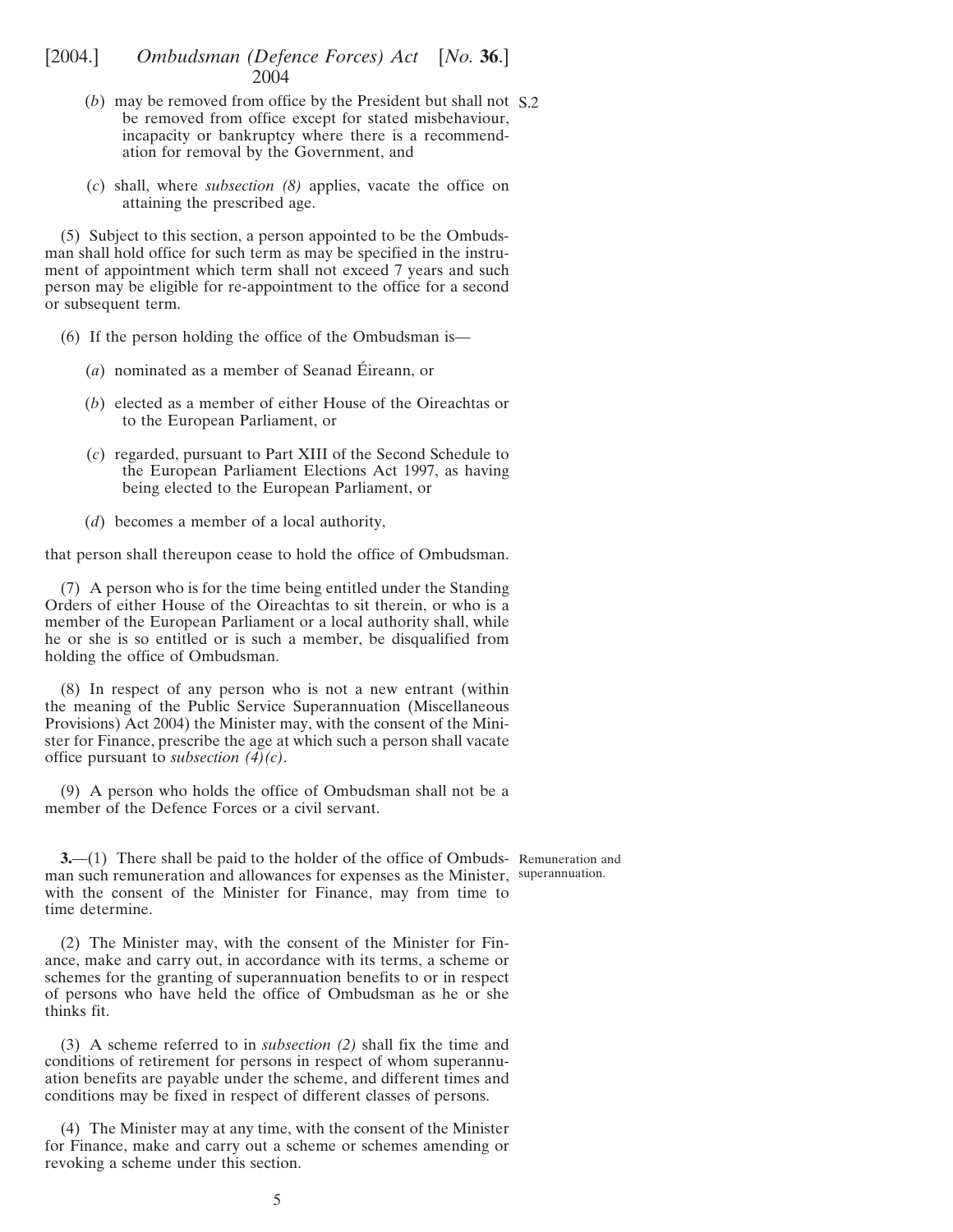(*b*) may be removed from office by the President but shall not be removed from office except for stated misbehaviour, incapacity or bankruptcy where there is a recommendation for removal by the Government, and

(*c*) shall, where *subsection (8)* applies, vacate the office on attaining the prescribed age.

(5) Subject to this section, a person appointed to be the Ombudsman shall hold office for such term as may be specified in the instrument of appointment which term shall not exceed 7 years and such person may be eligible for re-appointment to the office for a second or subsequent term.

(6) If the person holding the office of the Ombudsman is—

(*a*) nominated as a member of Seanad Éireann, or

(*b*) elected as a member of either House of the Oireachtas or to the European Parliament, or

(*c*) regarded, pursuant to Part XIII of the Second Schedule to the European Parliament Elections Act 1997, as having being elected to the European Parliament, or

(*d*) becomes a member of a local authority,

that person shall thereupon cease to hold the office of Ombudsman.

(7) A person who is for the time being entitled under the Standing Orders of either House of the Oireachtas to sit therein, or who is a member of the European Parliament or a local authority shall, while he or she is so entitled or is such a member, be disqualified from holding the office of Ombudsman.

(8) In respect of any person who is not a new entrant (within the meaning of the Public Service Superannuation (Miscellaneous Provisions) Act 2004) the Minister may, with the consent of the Minister for Finance, prescribe the age at which such a person shall vacate office pursuant to *subsection (4)(c)*.

(9) A person who holds the office of Ombudsman shall not be a member of the Defence Forces or a civil servant.

Remuneration and superannuation.

**3.**—(1) There shall be paid to the holder of the office of Ombudsman such remuneration and allowances for expenses as the Minister, with the consent of the Minister for Finance, may from time to time determine.

(2) The Minister may, with the consent of the Minister for Finance, make and carry out, in accordance with its terms, a scheme or schemes for the granting of superannuation benefits to or in respect of persons who have held the office of Ombudsman as he or she thinks fit.

(3) A scheme referred to in *subsection (2)* shall fix the time and conditions of retirement for persons in respect of whom superannuation benefits are payable under the scheme, and different times and conditions may be fixed in respect of different classes of persons.

(4) The Minister may at any time, with the consent of the Minister for Finance, make and carry out a scheme or schemes amending or revoking a scheme under this section.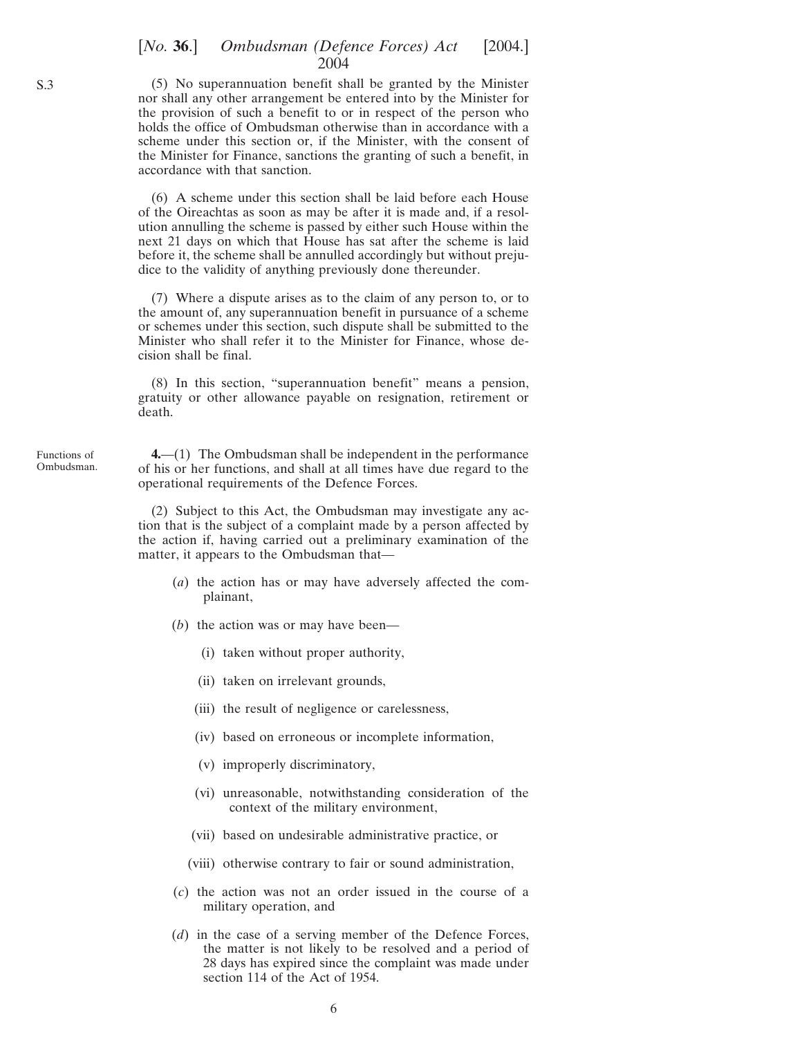(5) No superannuation benefit shall be granted by the Minister nor shall any other arrangement be entered into by the Minister for the provision of such a benefit to or in respect of the person who holds the office of Ombudsman otherwise than in accordance with a scheme under this section or, if the Minister, with the consent of the Minister for Finance, sanctions the granting of such a benefit, in accordance with that sanction.

(6) A scheme under this section shall be laid before each House of the Oireachtas as soon as may be after it is made and, if a resolution annulling the scheme is passed by either such House within the next 21 days on which that House has sat after the scheme is laid before it, the scheme shall be annulled accordingly but without prejudice to the validity of anything previously done thereunder.

(7) Where a dispute arises as to the claim of any person to, or to the amount of, any superannuation benefit in pursuance of a scheme or schemes under this section, such dispute shall be submitted to the Minister who shall refer it to the Minister for Finance, whose decision shall be final.

(8) In this section, "superannuation benefit" means a pension, gratuity or other allowance payable on resignation, retirement or death.

Functions of Ombudsman.

**4.**—(1) The Ombudsman shall be independent in the performance of his or her functions, and shall at all times have due regard to the operational requirements of the Defence Forces.

(2) Subject to this Act, the Ombudsman may investigate any action that is the subject of a complaint made by a person affected by the action if, having carried out a preliminary examination of the matter, it appears to the Ombudsman that—

(*a*) the action has or may have adversely affected the complainant,

(*b*) the action was or may have been—

(i) taken without proper authority,

(ii) taken on irrelevant grounds,

(iii) the result of negligence or carelessness,

(iv) based on erroneous or incomplete information,

(v) improperly discriminatory,

(vi) unreasonable, notwithstanding consideration of the context of the military environment,

(vii) based on undesirable administrative practice, or

(viii) otherwise contrary to fair or sound administration,

(*c*) the action was not an order issued in the course of a military operation, and

(*d*) in the case of a serving member of the Defence Forces, the matter is not likely to be resolved and a period of 28 days has expired since the complaint was made under section 114 of the Act of 1954.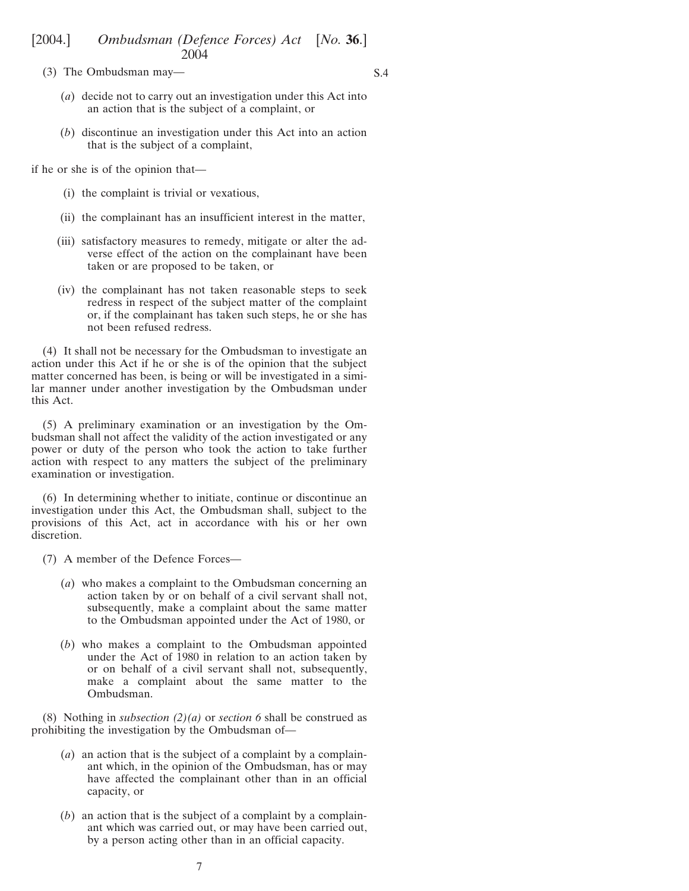(3) The Ombudsman may—

(*a*) decide not to carry out an investigation under this Act into an action that is the subject of a complaint, or

(*b*) discontinue an investigation under this Act into an action that is the subject of a complaint,

if he or she is of the opinion that—

(i) the complaint is trivial or vexatious,

(ii) the complainant has an insufficient interest in the matter,

(iii) satisfactory measures to remedy, mitigate or alter the adverse effect of the action on the complainant have been taken or are proposed to be taken, or

(iv) the complainant has not taken reasonable steps to seek redress in respect of the subject matter of the complaint or, if the complainant has taken such steps, he or she has not been refused redress.

(4) It shall not be necessary for the Ombudsman to investigate an action under this Act if he or she is of the opinion that the subject matter concerned has been, is being or will be investigated in a similar manner under another investigation by the Ombudsman under this Act.

(5) A preliminary examination or an investigation by the Ombudsman shall not affect the validity of the action investigated or any power or duty of the person who took the action to take further action with respect to any matters the subject of the preliminary examination or investigation.

(6) In determining whether to initiate, continue or discontinue an investigation under this Act, the Ombudsman shall, subject to the provisions of this Act, act in accordance with his or her own discretion.

(7) A member of the Defence Forces—

(*a*) who makes a complaint to the Ombudsman concerning an action taken by or on behalf of a civil servant shall not, subsequently, make a complaint about the same matter to the Ombudsman appointed under the Act of 1980, or

(*b*) who makes a complaint to the Ombudsman appointed under the Act of 1980 in relation to an action taken by or on behalf of a civil servant shall not, subsequently, make a complaint about the same matter to the Ombudsman.

(8) Nothing in *subsection (2)(a)* or *section 6* shall be construed as prohibiting the investigation by the Ombudsman of—

(*a*) an action that is the subject of a complaint by a complainant which, in the opinion of the Ombudsman, has or may have affected the complainant other than in an official capacity, or

(*b*) an action that is the subject of a complaint by a complainant which was carried out, or may have been carried out, by a person acting other than in an official capacity.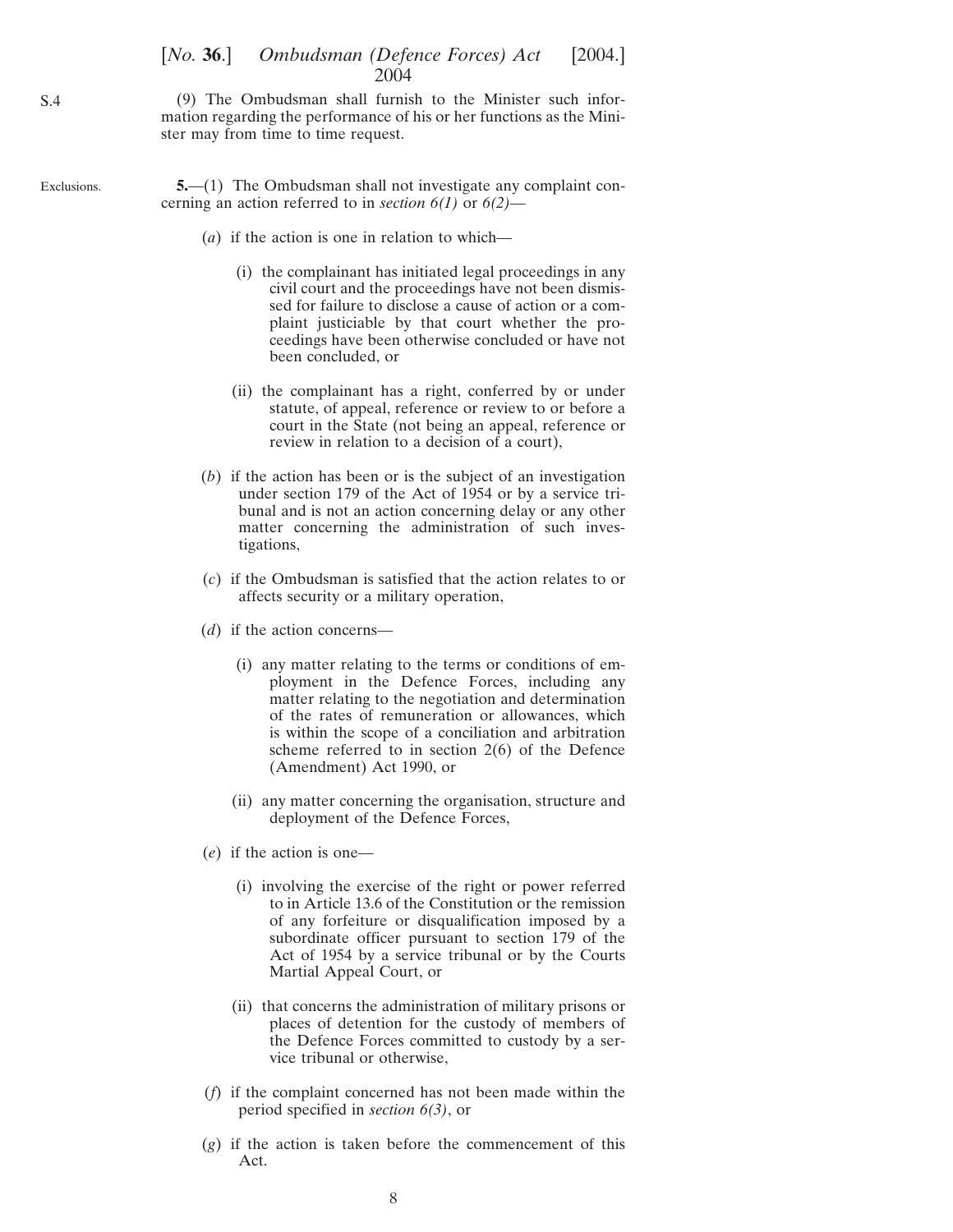(9) The Ombudsman shall furnish to the Minister such information regarding the performance of his or her functions as the Minister may from time to time request.

Exclusions.

**5.**—(1) The Ombudsman shall not investigate any complaint concerning an action referred to in *section 6(1)* or *6(2)*—

(*a*) if the action is one in relation to which—

(i) the complainant has initiated legal proceedings in any civil court and the proceedings have not been dismissed for failure to disclose a cause of action or a complaint justiciable by that court whether the proceedings have been otherwise concluded or have not been concluded, or

(ii) the complainant has a right, conferred by or under statute, of appeal, reference or review to or before a court in the State (not being an appeal, reference or review in relation to a decision of a court),

(*b*) if the action has been or is the subject of an investigation under section 179 of the Act of 1954 or by a service tribunal and is not an action concerning delay or any other matter concerning the administration of such investigations,

(*c*) if the Ombudsman is satisfied that the action relates to or affects security or a military operation,

(*d*) if the action concerns—

(i) any matter relating to the terms or conditions of employment in the Defence Forces, including any matter relating to the negotiation and determination of the rates of remuneration or allowances, which is within the scope of a conciliation and arbitration scheme referred to in section 2(6) of the Defence (Amendment) Act 1990, or

(ii) any matter concerning the organisation, structure and deployment of the Defence Forces,

(*e*) if the action is one—

(i) involving the exercise of the right or power referred to in Article 13.6 of the Constitution or the remission of any forfeiture or disqualification imposed by a subordinate officer pursuant to section 179 of the Act of 1954 by a service tribunal or by the Courts Martial Appeal Court, or

(ii) that concerns the administration of military prisons or places of detention for the custody of members of the Defence Forces committed to custody by a service tribunal or otherwise,

(*f*) if the complaint concerned has not been made within the period specified in *section 6(3)*, or

(*g*) if the action is taken before the commencement of this Act.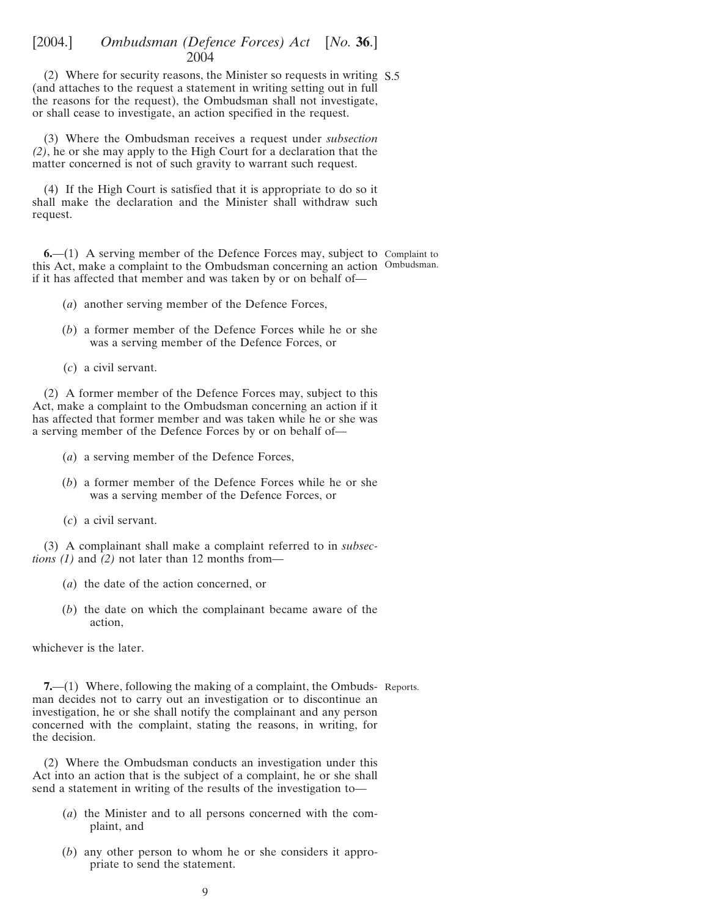(2) Where for security reasons, the Minister so requests in writing (and attaches to the request a statement in writing setting out in full the reasons for the request), the Ombudsman shall not investigate, or shall cease to investigate, an action specified in the request.

(3) Where the Ombudsman receives a request under *subsection (2)*, he or she may apply to the High Court for a declaration that the matter concerned is not of such gravity to warrant such request.

(4) If the High Court is satisfied that it is appropriate to do so it shall make the declaration and the Minister shall withdraw such request.

Complaint to Ombudsman.

**6.**—(1) A serving member of the Defence Forces may, subject to this Act, make a complaint to the Ombudsman concerning an action if it has affected that member and was taken by or on behalf of—

(*a*) another serving member of the Defence Forces,

(*b*) a former member of the Defence Forces while he or she was a serving member of the Defence Forces, or

(*c*) a civil servant.

(2) A former member of the Defence Forces may, subject to this Act, make a complaint to the Ombudsman concerning an action if it has affected that former member and was taken while he or she was a serving member of the Defence Forces by or on behalf of—

(*a*) a serving member of the Defence Forces,

(*b*) a former member of the Defence Forces while he or she was a serving member of the Defence Forces, or

(*c*) a civil servant.

(3) A complainant shall make a complaint referred to in *subsections (1)* and *(2)* not later than 12 months from—

(*a*) the date of the action concerned, or

(*b*) the date on which the complainant became aware of the action,

whichever is the later.

Reports.

**7.**—(1) Where, following the making of a complaint, the Ombudsman decides not to carry out an investigation or to discontinue an investigation, he or she shall notify the complainant and any person concerned with the complaint, stating the reasons, in writing, for the decision.

(2) Where the Ombudsman conducts an investigation under this Act into an action that is the subject of a complaint, he or she shall send a statement in writing of the results of the investigation to—

(*a*) the Minister and to all persons concerned with the complaint, and

(*b*) any other person to whom he or she considers it appropriate to send the statement.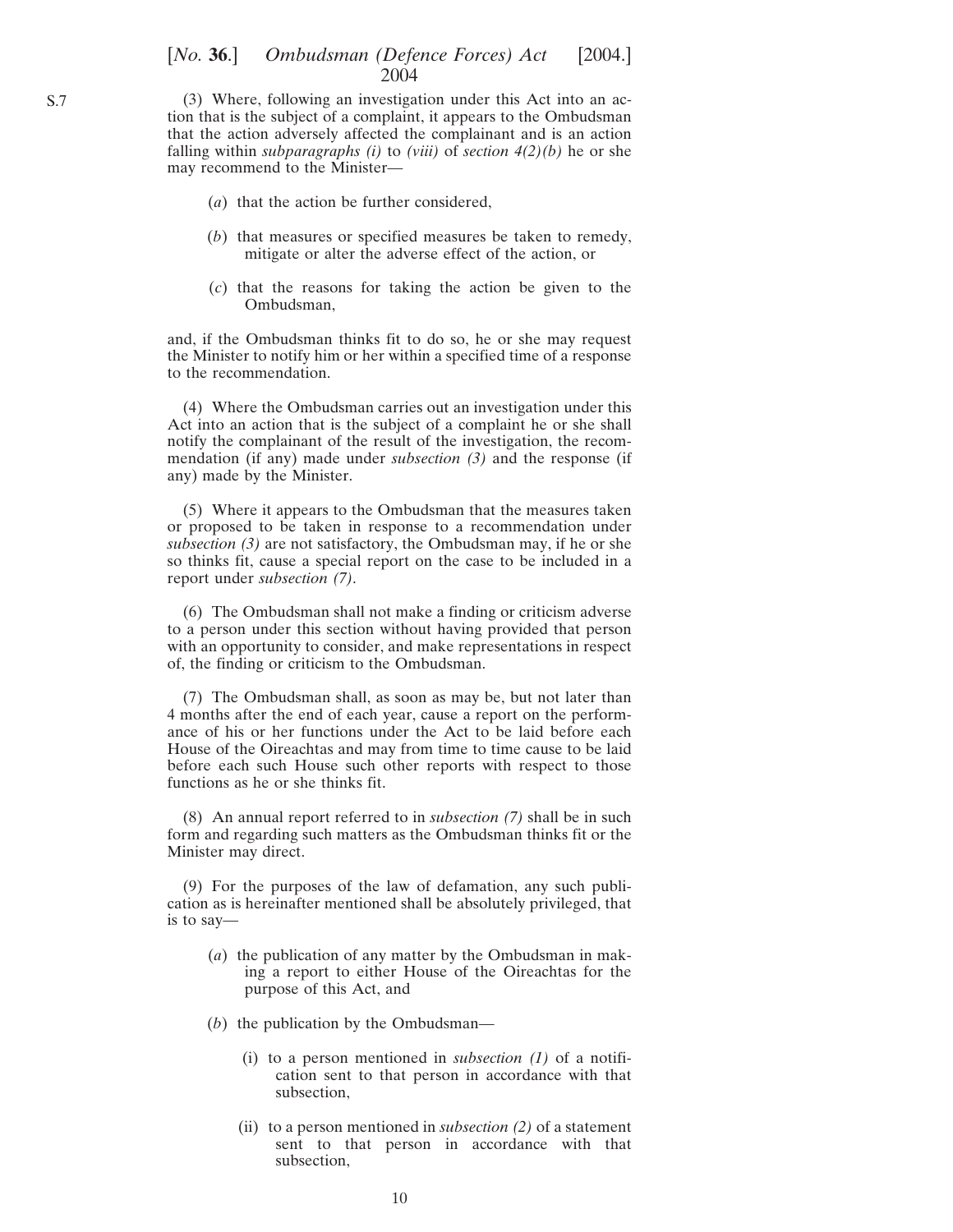(3) Where, following an investigation under this Act into an action that is the subject of a complaint, it appears to the Ombudsman that the action adversely affected the complainant and is an action falling within *subparagraphs (i)* to *(viii)* of *section 4(2)(b)* he or she may recommend to the Minister—

(*a*) that the action be further considered,

(*b*) that measures or specified measures be taken to remedy, mitigate or alter the adverse effect of the action, or

(*c*) that the reasons for taking the action be given to the Ombudsman,

and, if the Ombudsman thinks fit to do so, he or she may request the Minister to notify him or her within a specified time of a response to the recommendation.

(4) Where the Ombudsman carries out an investigation under this Act into an action that is the subject of a complaint he or she shall notify the complainant of the result of the investigation, the recommendation (if any) made under *subsection (3)* and the response (if any) made by the Minister.

(5) Where it appears to the Ombudsman that the measures taken or proposed to be taken in response to a recommendation under *subsection (3)* are not satisfactory, the Ombudsman may, if he or she so thinks fit, cause a special report on the case to be included in a report under *subsection (7)*.

(6) The Ombudsman shall not make a finding or criticism adverse to a person under this section without having provided that person with an opportunity to consider, and make representations in respect of, the finding or criticism to the Ombudsman.

(7) The Ombudsman shall, as soon as may be, but not later than 4 months after the end of each year, cause a report on the performance of his or her functions under the Act to be laid before each House of the Oireachtas and may from time to time cause to be laid before each such House such other reports with respect to those functions as he or she thinks fit.

(8) An annual report referred to in *subsection (7)* shall be in such form and regarding such matters as the Ombudsman thinks fit or the Minister may direct.

(9) For the purposes of the law of defamation, any such publication as is hereinafter mentioned shall be absolutely privileged, that is to say—

(*a*) the publication of any matter by the Ombudsman in making a report to either House of the Oireachtas for the purpose of this Act, and

(*b*) the publication by the Ombudsman—

(i) to a person mentioned in *subsection (1)* of a notification sent to that person in accordance with that subsection,

(ii) to a person mentioned in *subsection (2)* of a statement sent to that person in accordance with that subsection,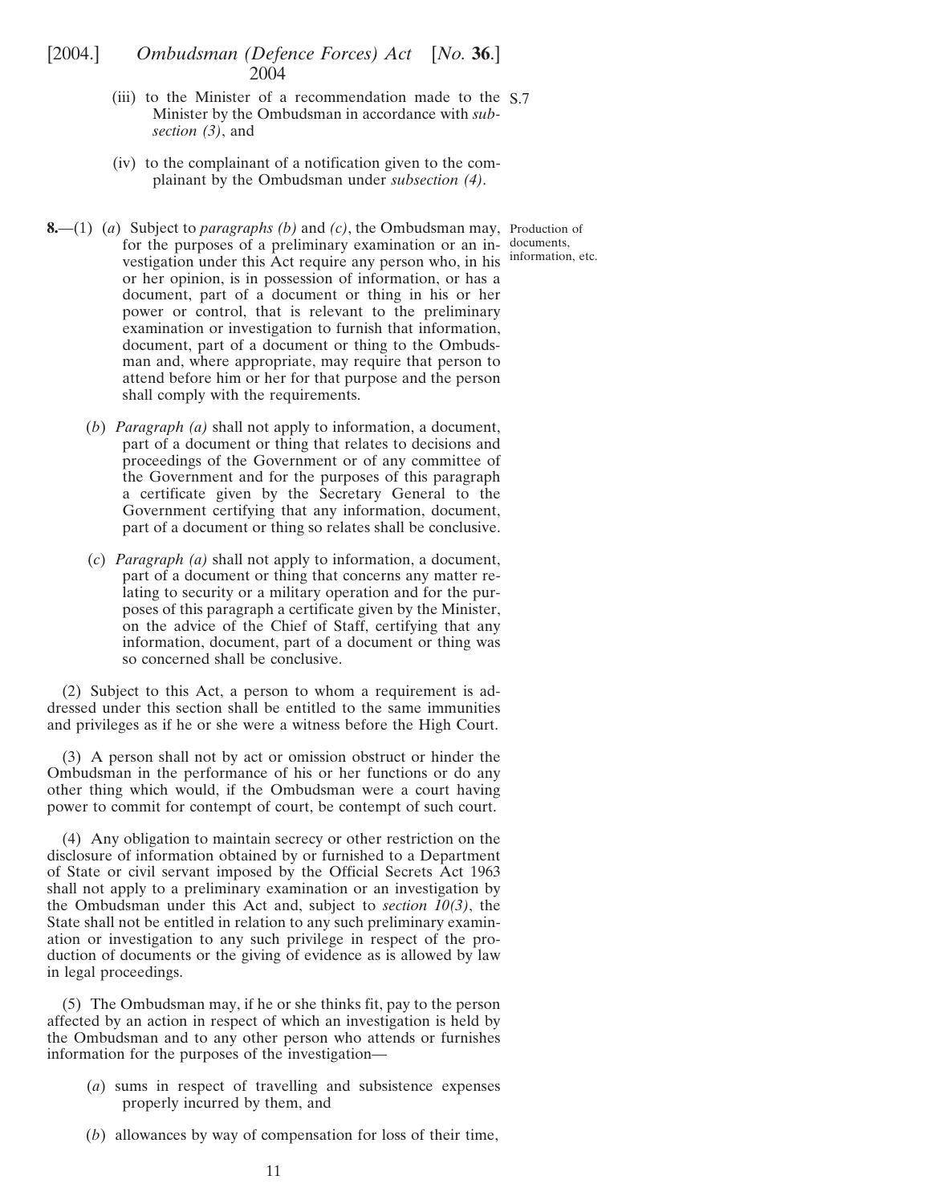(iii) to the Minister of a recommendation made to the Minister by the Ombudsman in accordance with *subsection (3)*, and

(iv) to the complainant of a notification given to the complainant by the Ombudsman under *subsection (4)*.

Production of documents, information, etc.

**8.**—(1) (*a*) Subject to *paragraphs (b)* and *(c)*, the Ombudsman may, for the purposes of a preliminary examination or an investigation under this Act require any person who, in his or her opinion, is in possession of information, or has a document, part of a document or thing in his or her power or control, that is relevant to the preliminary examination or investigation to furnish that information, document, part of a document or thing to the Ombudsman and, where appropriate, may require that person to attend before him or her for that purpose and the person shall comply with the requirements.

(*b*) *Paragraph (a)* shall not apply to information, a document, part of a document or thing that relates to decisions and proceedings of the Government or of any committee of the Government and for the purposes of this paragraph a certificate given by the Secretary General to the Government certifying that any information, document, part of a document or thing so relates shall be conclusive.

(*c*) *Paragraph (a)* shall not apply to information, a document, part of a document or thing that concerns any matter relating to security or a military operation and for the purposes of this paragraph a certificate given by the Minister, on the advice of the Chief of Staff, certifying that any information, document, part of a document or thing was so concerned shall be conclusive.

(2) Subject to this Act, a person to whom a requirement is addressed under this section shall be entitled to the same immunities and privileges as if he or she were a witness before the High Court.

(3) A person shall not by act or omission obstruct or hinder the Ombudsman in the performance of his or her functions or do any other thing which would, if the Ombudsman were a court having power to commit for contempt of court, be contempt of such court.

(4) Any obligation to maintain secrecy or other restriction on the disclosure of information obtained by or furnished to a Department of State or civil servant imposed by the Official Secrets Act 1963 shall not apply to a preliminary examination or an investigation by the Ombudsman under this Act and, subject to *section 10(3)*, the State shall not be entitled in relation to any such preliminary examination or investigation to any such privilege in respect of the production of documents or the giving of evidence as is allowed by law in legal proceedings.

(5) The Ombudsman may, if he or she thinks fit, pay to the person affected by an action in respect of which an investigation is held by the Ombudsman and to any other person who attends or furnishes information for the purposes of the investigation—

(*a*) sums in respect of travelling and subsistence expenses properly incurred by them, and

(*b*) allowances by way of compensation for loss of their time,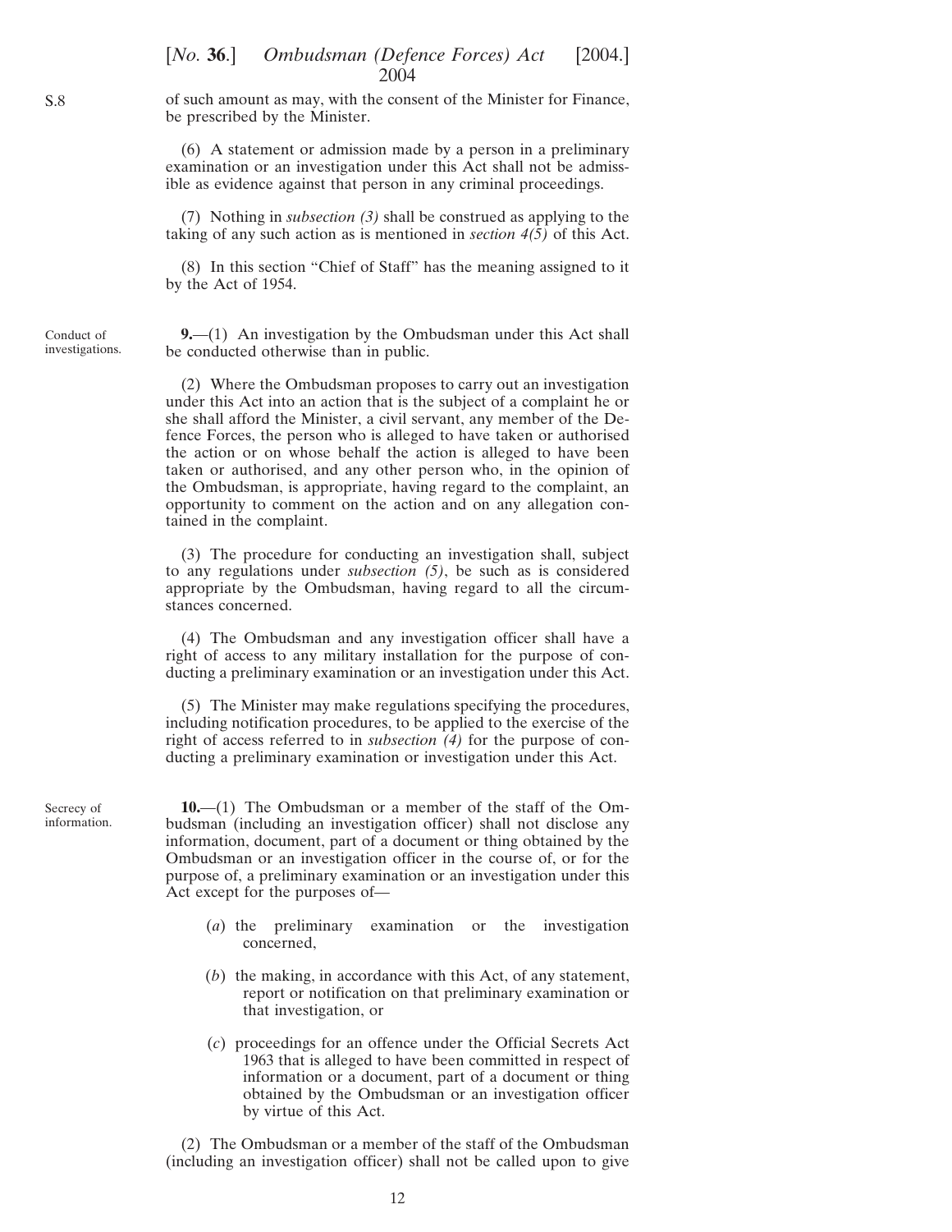of such amount as may, with the consent of the Minister for Finance, be prescribed by the Minister.

(6) A statement or admission made by a person in a preliminary examination or an investigation under this Act shall not be admissible as evidence against that person in any criminal proceedings.

(7) Nothing in *subsection (3)* shall be construed as applying to the taking of any such action as is mentioned in *section 4(5)* of this Act.

(8) In this section "Chief of Staff" has the meaning assigned to it by the Act of 1954.

Conduct of investigations.

**9.**—(1) An investigation by the Ombudsman under this Act shall be conducted otherwise than in public.

(2) Where the Ombudsman proposes to carry out an investigation under this Act into an action that is the subject of a complaint he or she shall afford the Minister, a civil servant, any member of the Defence Forces, the person who is alleged to have taken or authorised the action or on whose behalf the action is alleged to have been taken or authorised, and any other person who, in the opinion of the Ombudsman, is appropriate, having regard to the complaint, an opportunity to comment on the action and on any allegation contained in the complaint.

(3) The procedure for conducting an investigation shall, subject to any regulations under *subsection (5)*, be such as is considered appropriate by the Ombudsman, having regard to all the circumstances concerned.

(4) The Ombudsman and any investigation officer shall have a right of access to any military installation for the purpose of conducting a preliminary examination or an investigation under this Act.

(5) The Minister may make regulations specifying the procedures, including notification procedures, to be applied to the exercise of the right of access referred to in *subsection (4)* for the purpose of conducting a preliminary examination or investigation under this Act.

Secrecy of information.

**10.**—(1) The Ombudsman or a member of the staff of the Ombudsman (including an investigation officer) shall not disclose any information, document, part of a document or thing obtained by the Ombudsman or an investigation officer in the course of, or for the purpose of, a preliminary examination or an investigation under this Act except for the purposes of—

(*a*) the preliminary examination or the investigation concerned,

(*b*) the making, in accordance with this Act, of any statement, report or notification on that preliminary examination or that investigation, or

(*c*) proceedings for an offence under the Official Secrets Act 1963 that is alleged to have been committed in respect of information or a document, part of a document or thing obtained by the Ombudsman or an investigation officer by virtue of this Act.

(2) The Ombudsman or a member of the staff of the Ombudsman (including an investigation officer) shall not be called upon to give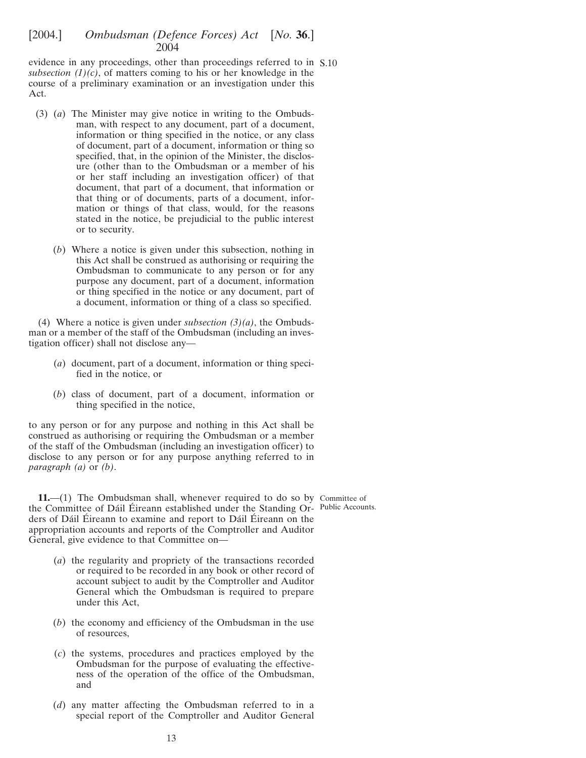evidence in any proceedings, other than proceedings referred to in *subsection (1)(c)*, of matters coming to his or her knowledge in the course of a preliminary examination or an investigation under this Act.

(3) (*a*) The Minister may give notice in writing to the Ombudsman, with respect to any document, part of a document, information or thing specified in the notice, or any class of document, part of a document, information or thing so specified, that, in the opinion of the Minister, the disclosure (other than to the Ombudsman or a member of his or her staff including an investigation officer) of that document, that part of a document, that information or that thing or of documents, parts of a document, information or things of that class, would, for the reasons stated in the notice, be prejudicial to the public interest or to security.

(*b*) Where a notice is given under this subsection, nothing in this Act shall be construed as authorising or requiring the Ombudsman to communicate to any person or for any purpose any document, part of a document, information or thing specified in the notice or any document, part of a document, information or thing of a class so specified.

(4) Where a notice is given under *subsection (3)(a)*, the Ombudsman or a member of the staff of the Ombudsman (including an investigation officer) shall not disclose any—

(*a*) document, part of a document, information or thing specified in the notice, or

(*b*) class of document, part of a document, information or thing specified in the notice,

to any person or for any purpose and nothing in this Act shall be construed as authorising or requiring the Ombudsman or a member of the staff of the Ombudsman (including an investigation officer) to disclose to any person or for any purpose anything referred to in *paragraph (a)* or *(b)*.

Committee of Public Accounts.

**11.**—(1) The Ombudsman shall, whenever required to do so by the Committee of Dáil Éireann established under the Standing Orders of Dáil Éireann to examine and report to Dáil Éireann on the appropriation accounts and reports of the Comptroller and Auditor General, give evidence to that Committee on—

(*a*) the regularity and propriety of the transactions recorded or required to be recorded in any book or other record of account subject to audit by the Comptroller and Auditor General which the Ombudsman is required to prepare under this Act,

(*b*) the economy and efficiency of the Ombudsman in the use of resources,

(*c*) the systems, procedures and practices employed by the Ombudsman for the purpose of evaluating the effectiveness of the operation of the office of the Ombudsman, and

(*d*) any matter affecting the Ombudsman referred to in a special report of the Comptroller and Auditor General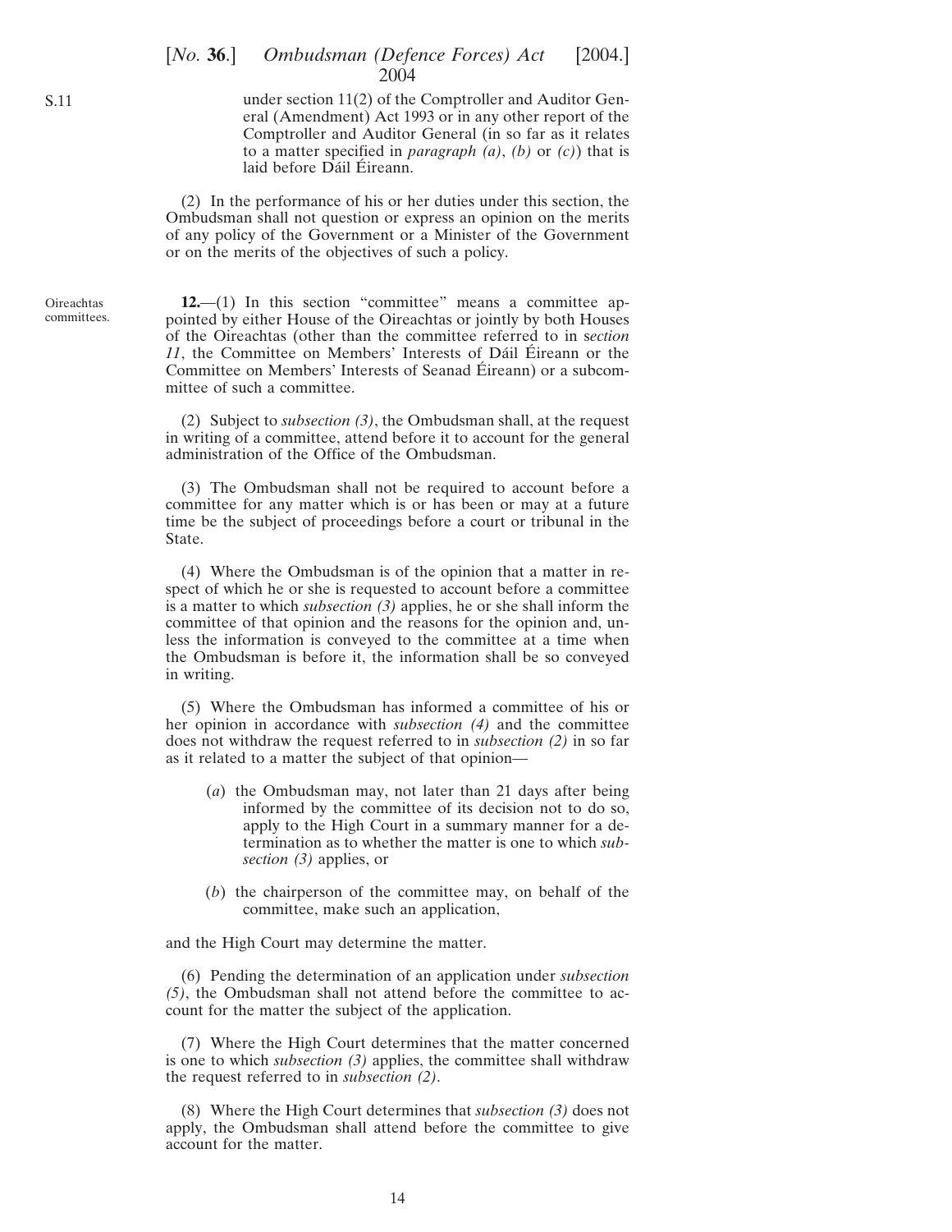under section 11(2) of the Comptroller and Auditor General (Amendment) Act 1993 or in any other report of the Comptroller and Auditor General (in so far as it relates to a matter specified in *paragraph (a)*, *(b)* or *(c)*) that is laid before Dáil Éireann.

(2) In the performance of his or her duties under this section, the Ombudsman shall not question or express an opinion on the merits of any policy of the Government or a Minister of the Government or on the merits of the objectives of such a policy.

Oireachtas committees.

**12.**—(1) In this section "committee" means a committee appointed by either House of the Oireachtas or jointly by both Houses of the Oireachtas (other than the committee referred to in *section 11*, the Committee on Members' Interests of Dáil Éireann or the Committee on Members' Interests of Seanad Éireann) or a subcommittee of such a committee.

(2) Subject to *subsection (3)*, the Ombudsman shall, at the request in writing of a committee, attend before it to account for the general administration of the Office of the Ombudsman.

(3) The Ombudsman shall not be required to account before a committee for any matter which is or has been or may at a future time be the subject of proceedings before a court or tribunal in the State.

(4) Where the Ombudsman is of the opinion that a matter in respect of which he or she is requested to account before a committee is a matter to which *subsection (3)* applies, he or she shall inform the committee of that opinion and the reasons for the opinion and, unless the information is conveyed to the committee at a time when the Ombudsman is before it, the information shall be so conveyed in writing.

(5) Where the Ombudsman has informed a committee of his or her opinion in accordance with *subsection (4)* and the committee does not withdraw the request referred to in *subsection (2)* in so far as it related to a matter the subject of that opinion—

(*a*) the Ombudsman may, not later than 21 days after being informed by the committee of its decision not to do so, apply to the High Court in a summary manner for a determination as to whether the matter is one to which *subsection (3)* applies, or

(*b*) the chairperson of the committee may, on behalf of the committee, make such an application,

and the High Court may determine the matter.

(6) Pending the determination of an application under *subsection (5)*, the Ombudsman shall not attend before the committee to account for the matter the subject of the application.

(7) Where the High Court determines that the matter concerned is one to which *subsection (3)* applies, the committee shall withdraw the request referred to in *subsection (2)*.

(8) Where the High Court determines that *subsection (3)* does not apply, the Ombudsman shall attend before the committee to give account for the matter.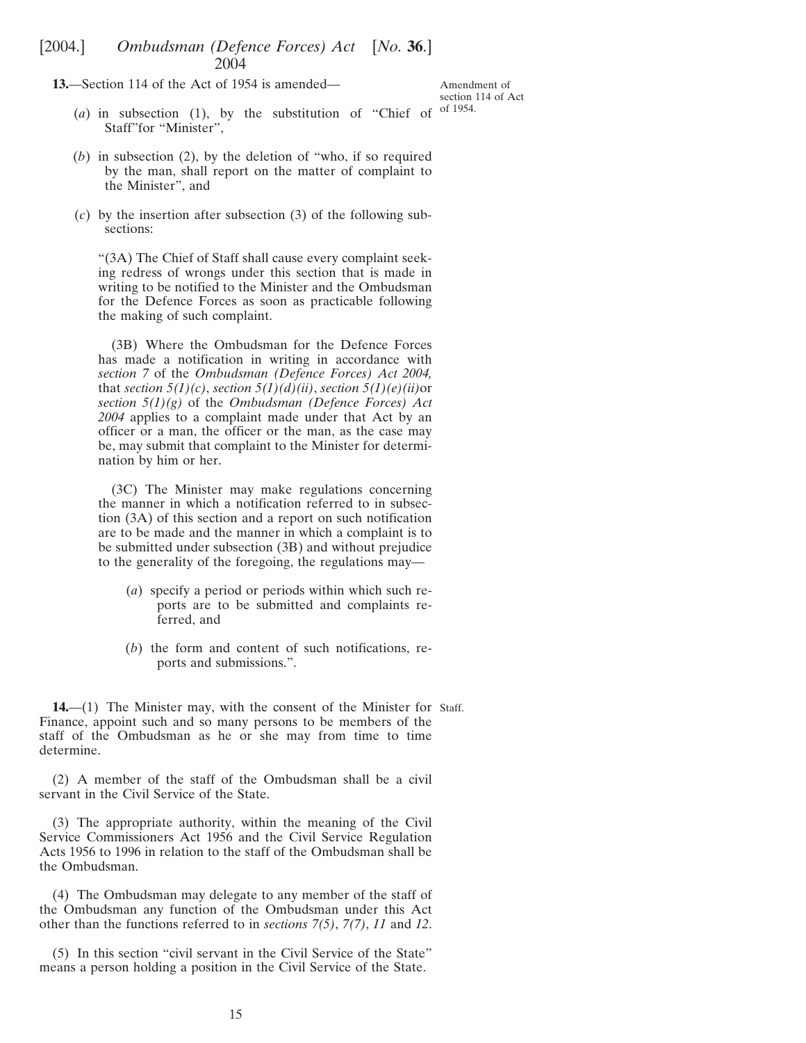**13.**—Section 114 of the Act of 1954 is amended—

Amendment of section 114 of Act of 1954.

(*a*) in subsection (1), by the substitution of "Chief of Staff"for "Minister",

(*b*) in subsection (2), by the deletion of "who, if so required by the man, shall report on the matter of complaint to the Minister", and

(*c*) by the insertion after subsection (3) of the following subsections:

"(3A) The Chief of Staff shall cause every complaint seeking redress of wrongs under this section that is made in writing to be notified to the Minister and the Ombudsman for the Defence Forces as soon as practicable following the making of such complaint.

(3B) Where the Ombudsman for the Defence Forces has made a notification in writing in accordance with *section 7* of the *Ombudsman (Defence Forces) Act 2004,* that *section 5(1)(c)*, *section 5(1)(d)(ii)*, *section 5(1)(e)(ii)*or *section 5(1)(g)* of the *Ombudsman (Defence Forces) Act 2004* applies to a complaint made under that Act by an officer or a man, the officer or the man, as the case may be, may submit that complaint to the Minister for determination by him or her.

(3C) The Minister may make regulations concerning the manner in which a notification referred to in subsection (3A) of this section and a report on such notification are to be made and the manner in which a complaint is to be submitted under subsection (3B) and without prejudice to the generality of the foregoing, the regulations may—

(*a*) specify a period or periods within which such reports are to be submitted and complaints referred, and

(*b*) the form and content of such notifications, reports and submissions.".

**14.**—(1) The Minister may, with the consent of the Minister for Finance, appoint such and so many persons to be members of the staff of the Ombudsman as he or she may from time to time determine.

Staff.

(2) A member of the staff of the Ombudsman shall be a civil servant in the Civil Service of the State.

(3) The appropriate authority, within the meaning of the Civil Service Commissioners Act 1956 and the Civil Service Regulation Acts 1956 to 1996 in relation to the staff of the Ombudsman shall be the Ombudsman.

(4) The Ombudsman may delegate to any member of the staff of the Ombudsman any function of the Ombudsman under this Act other than the functions referred to in *sections 7(5)*, *7(7)*, *11* and *12*.

(5) In this section "civil servant in the Civil Service of the State" means a person holding a position in the Civil Service of the State.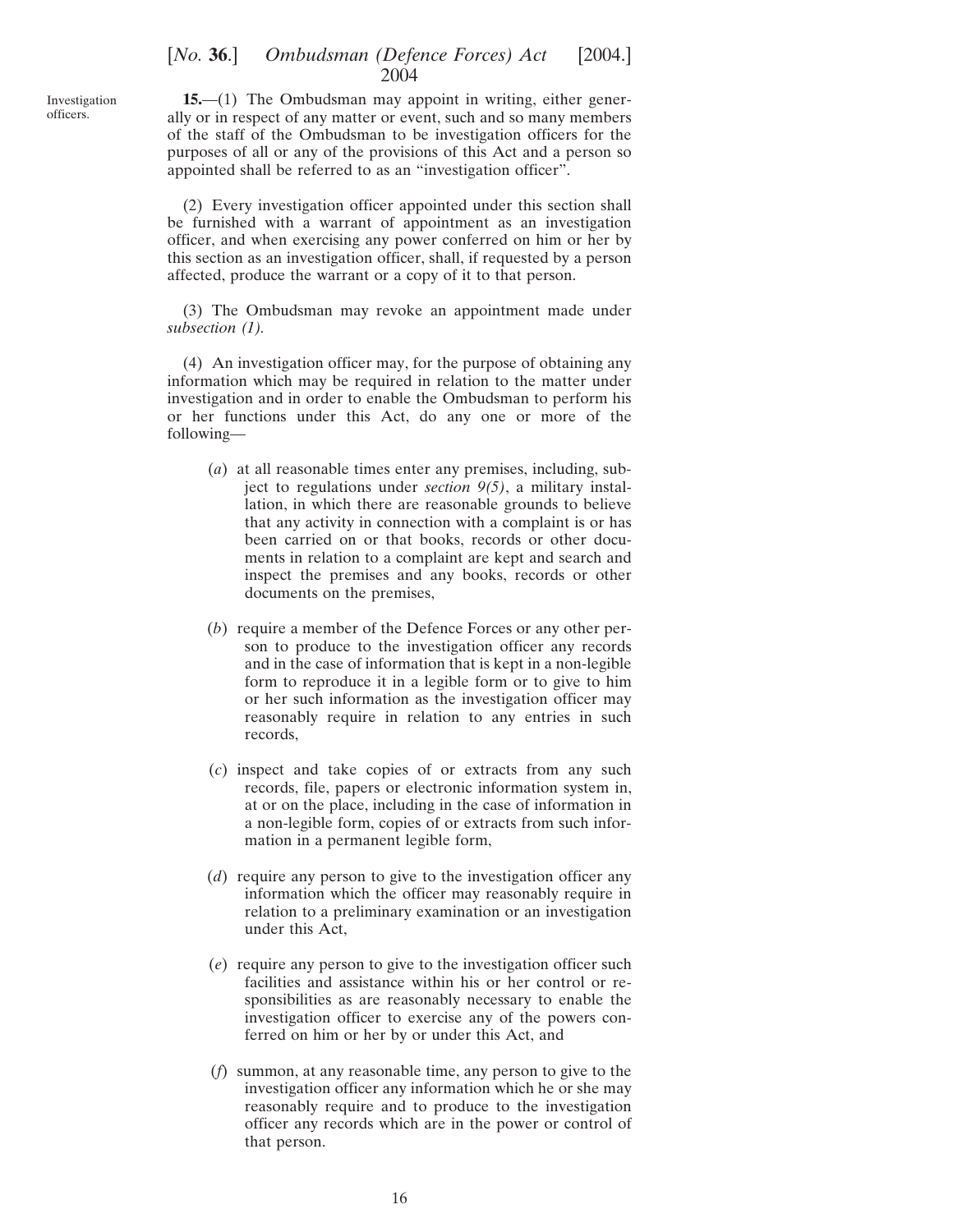Investigation officers.

**15.**—(1) The Ombudsman may appoint in writing, either generally or in respect of any matter or event, such and so many members of the staff of the Ombudsman to be investigation officers for the purposes of all or any of the provisions of this Act and a person so appointed shall be referred to as an "investigation officer".

(2) Every investigation officer appointed under this section shall be furnished with a warrant of appointment as an investigation officer, and when exercising any power conferred on him or her by this section as an investigation officer, shall, if requested by a person affected, produce the warrant or a copy of it to that person.

(3) The Ombudsman may revoke an appointment made under *subsection (1)*.

(4) An investigation officer may, for the purpose of obtaining any information which may be required in relation to the matter under investigation and in order to enable the Ombudsman to perform his or her functions under this Act, do any one or more of the following—

(*a*) at all reasonable times enter any premises, including, subject to regulations under *section 9(5)*, a military installation, in which there are reasonable grounds to believe that any activity in connection with a complaint is or has been carried on or that books, records or other documents in relation to a complaint are kept and search and inspect the premises and any books, records or other documents on the premises,

(*b*) require a member of the Defence Forces or any other person to produce to the investigation officer any records and in the case of information that is kept in a non-legible form to reproduce it in a legible form or to give to him or her such information as the investigation officer may reasonably require in relation to any entries in such records,

(*c*) inspect and take copies of or extracts from any such records, file, papers or electronic information system in, at or on the place, including in the case of information in a non-legible form, copies of or extracts from such information in a permanent legible form,

(*d*) require any person to give to the investigation officer any information which the officer may reasonably require in relation to a preliminary examination or an investigation under this Act,

(*e*) require any person to give to the investigation officer such facilities and assistance within his or her control or responsibilities as are reasonably necessary to enable the investigation officer to exercise any of the powers conferred on him or her by or under this Act, and

(*f*) summon, at any reasonable time, any person to give to the investigation officer any information which he or she may reasonably require and to produce to the investigation officer any records which are in the power or control of that person.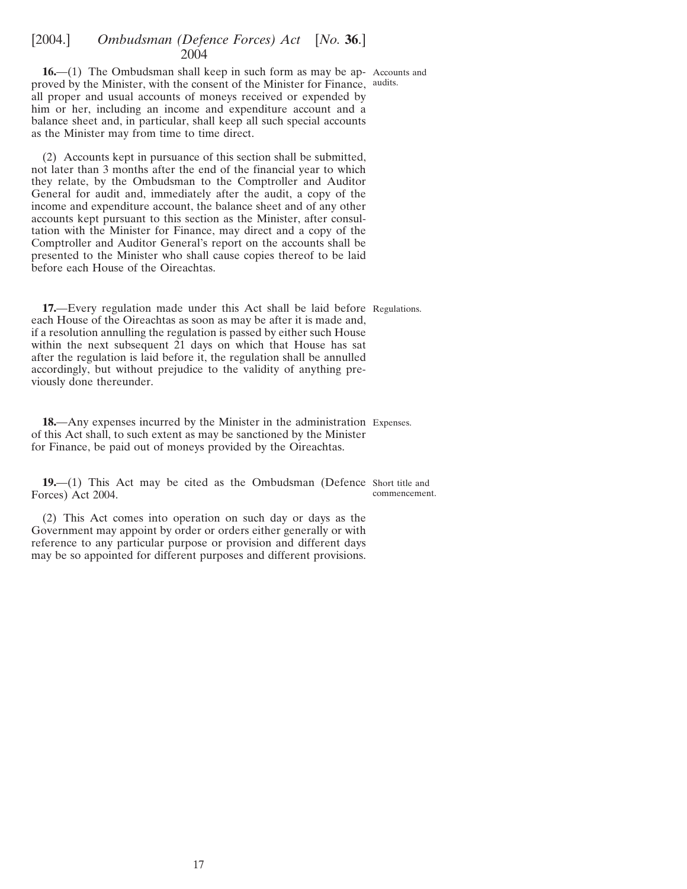**16.**—(1) The Ombudsman shall keep in such form as may be approved by the Minister, with the consent of the Minister for Finance, all proper and usual accounts of moneys received or expended by him or her, including an income and expenditure account and a balance sheet and, in particular, shall keep all such special accounts as the Minister may from time to time direct.

Accounts and audits.

(2) Accounts kept in pursuance of this section shall be submitted, not later than 3 months after the end of the financial year to which they relate, by the Ombudsman to the Comptroller and Auditor General for audit and, immediately after the audit, a copy of the income and expenditure account, the balance sheet and of any other accounts kept pursuant to this section as the Minister, after consultation with the Minister for Finance, may direct and a copy of the Comptroller and Auditor General's report on the accounts shall be presented to the Minister who shall cause copies thereof to be laid before each House of the Oireachtas.

**17.**—Every regulation made under this Act shall be laid before each House of the Oireachtas as soon as may be after it is made and, if a resolution annulling the regulation is passed by either such House within the next subsequent 21 days on which that House has sat after the regulation is laid before it, the regulation shall be annulled accordingly, but without prejudice to the validity of anything previously done thereunder.

Regulations.

**18.**—Any expenses incurred by the Minister in the administration of this Act shall, to such extent as may be sanctioned by the Minister for Finance, be paid out of moneys provided by the Oireachtas.

Expenses.

**19.**—(1) This Act may be cited as the Ombudsman (Defence Forces) Act 2004.

Short title and commencement.

(2) This Act comes into operation on such day or days as the Government may appoint by order or orders either generally or with reference to any particular purpose or provision and different days may be so appointed for different purposes and different provisions.